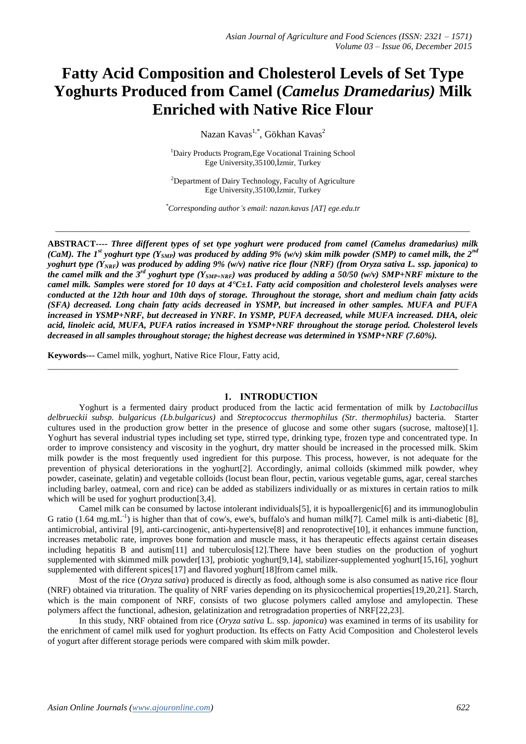# Fatty Acid Composition and Cholesterol Levels of Set Type Yoghurts Produced from Camel (*Camelus Dramedarius)* Milk Enriched with Native Rice Flour

Nazan Kavas[1,*], Gökhan Kavas[2]

[1]Dairy Products Program,Ege Vocational Training School
Ege University,35100,İzmir, Turkey

[2]Department of Dairy Technology, Faculty of Agriculture
Ege University,35100,İzmir, Turkey

[*]*Corresponding author's email: nazan.kavas [AT] ege.edu.tr*

---

**ABSTRACT---- *Three different types of set type yoghurt were produced from camel (Camelus dramedarius) milk (CaM). The 1st yoghurt type ($Y_{SMP}$) was produced by adding 9% (w/v) skim milk powder (SMP) to camel milk, the 2nd yoghurt type ($Y_{NRF}$) was produced by adding 9% (w/v) native rice flour (NRF) (from Oryza sativa L. ssp. japonica) to the camel milk and the 3rd yoghurt type ($Y_{SMP+NRF}$) was produced by adding a 50/50 (w/v) SMP+NRF mixture to the camel milk. Samples were stored for 10 days at 4°C±1. Fatty acid composition and cholesterol levels analyses were conducted at the 12th hour and 10th days of storage. Throughout the storage, short and medium chain fatty acids (SFA) decreased. Long chain fatty acids decreased in YSMP, but increased in other samples. MUFA and PUFA increased in YSMP+NRF, but decreased in YNRF. In YSMP, PUFA decreased, while MUFA increased. DHA, oleic acid, linoleic acid, MUFA, PUFA ratios increased in YSMP+NRF throughout the storage period. Cholesterol levels decreased in all samples throughout storage; the highest decrease was determined in YSMP+NRF (7.60%).***

**Keywords---** Camel milk, yoghurt, Native Rice Flour, Fatty acid,

---

## 1. INTRODUCTION

Yoghurt is a fermented dairy product produced from the lactic acid fermentation of milk by *Lactobacillus delbrueckii subsp. bulgaricus (Lb.bulgaricus)* and *Streptococcus thermophilus (Str. thermophilus)* bacteria. Starter cultures used in the production grow better in the presence of glucose and some other sugars (sucrose, maltose)[1]. Yoghurt has several industrial types including set type, stirred type, drinking type, frozen type and concentrated type. In order to improve consistency and viscosity in the yoghurt, dry matter should be increased in the processed milk. Skim milk powder is the most frequently used ingredient for this purpose. This process, however, is not adequate for the prevention of physical deteriorations in the yoghurt[2]. Accordingly, animal colloids (skimmed milk powder, whey powder, caseinate, gelatin) and vegetable colloids (locust bean flour, pectin, various vegetable gums, agar, cereal starches including barley, oatmeal, corn and rice) can be added as stabilizers individually or as mixtures in certain ratios to milk which will be used for yoghurt production[3,4].

Camel milk can be consumed by lactose intolerant individuals[5], it is hypoallergenic[6] and its immunoglobulin G ratio (1.64 $mg.mL^{-1}$) is higher than that of cow's, ewe's, buffalo's and human milk[7]. Camel milk is anti-diabetic [8], antimicrobial, antiviral [9], anti-carcinogenic, anti-hypertensive[8] and renoprotective[10], it enhances immune function, increases metabolic rate, improves bone formation and muscle mass, it has therapeutic effects against certain diseases including hepatitis B and autism[11] and tuberculosis[12].There have been studies on the production of yoghurt supplemented with skimmed milk powder[13], probiotic yoghurt[9,14], stabilizer-supplemented yoghurt[15,16], yoghurt supplemented with different spices[17] and flavored yoghurt[18]from camel milk.

Most of the rice (*Oryza sativa*) produced is directly as food, although some is also consumed as native rice flour (NRF) obtained via trituration. The quality of NRF varies depending on its physicochemical properties[19,20,21]. Starch, which is the main component of NRF, consists of two glucose polymers called amylose and amylopectin. These polymers affect the functional, adhesion, gelatinization and retrogradation properties of NRF[22,23].

In this study, NRF obtained from rice (*Oryza sativa* L. ssp. *japonica*) was examined in terms of its usability for the enrichment of camel milk used for yoghurt production. Its effects on Fatty Acid Composition and Cholesterol levels of yogurt after different storage periods were compared with skim milk powder.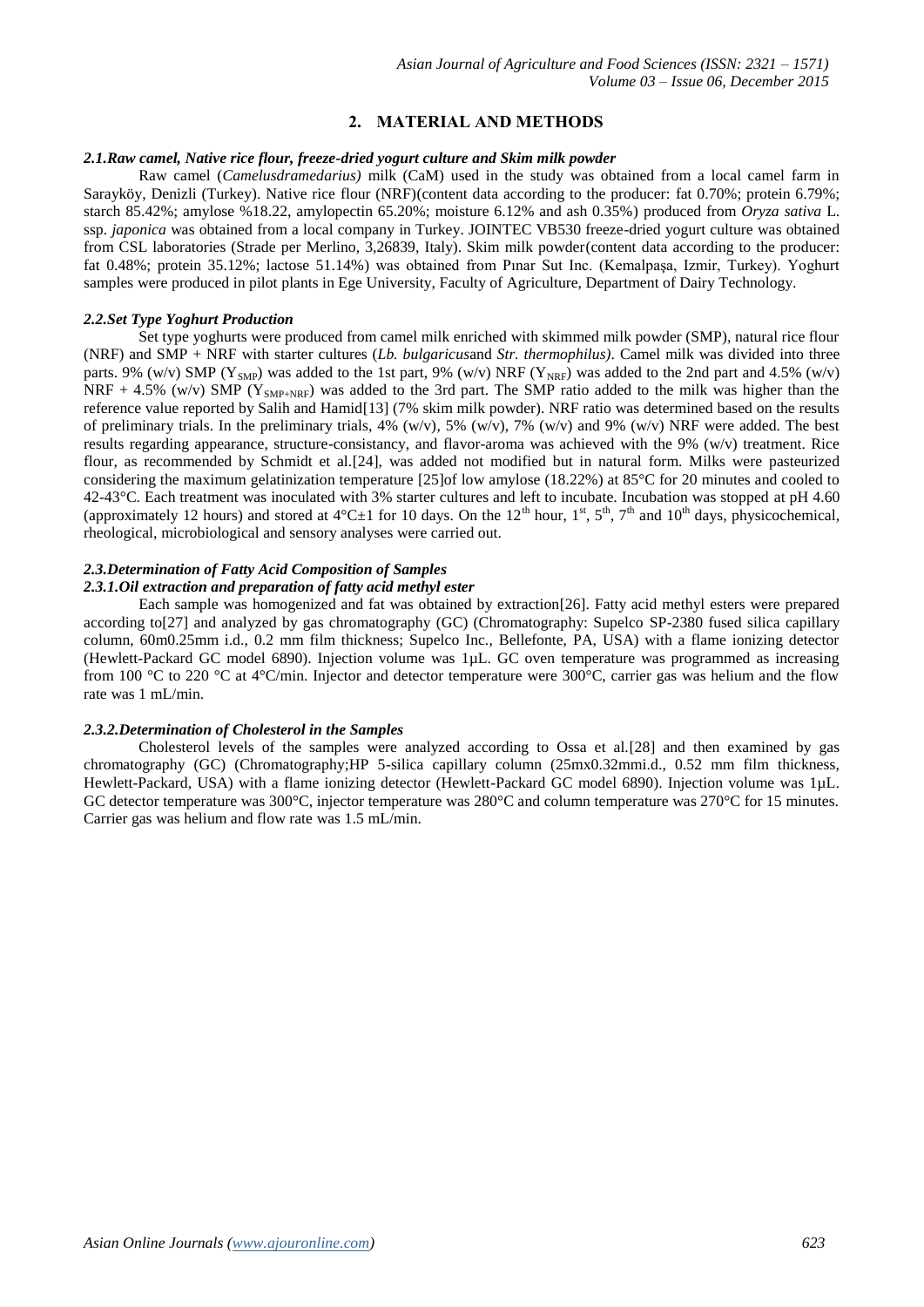## 2. MATERIAL AND METHODS

### *2.1.Raw camel, Native rice flour, freeze-dried yogurt culture and Skim milk powder*

Raw camel (*Camelusdramedarius)* milk (CaM) used in the study was obtained from a local camel farm in Sarayköy, Denizli (Turkey). Native rice flour (NRF)(content data according to the producer: fat 0.70%; protein 6.79%; starch 85.42%; amylose %18.22, amylopectin 65.20%; moisture 6.12% and ash 0.35%) produced from *Oryza sativa* L. ssp. *japonica* was obtained from a local company in Turkey. JOINTEC VB530 freeze-dried yogurt culture was obtained from CSL laboratories (Strade per Merlino, 3,26839, Italy). Skim milk powder(content data according to the producer: fat 0.48%; protein 35.12%; lactose 51.14%) was obtained from Pınar Sut Inc. (Kemalpaşa, Izmir, Turkey). Yoghurt samples were produced in pilot plants in Ege University, Faculty of Agriculture, Department of Dairy Technology.

### *2.2.Set Type Yoghurt Production*

Set type yoghurts were produced from camel milk enriched with skimmed milk powder (SMP), natural rice flour (NRF) and SMP + NRF with starter cultures (*Lb. bulgaricus*and *Str. thermophilus)*. Camel milk was divided into three parts. 9% (w/v) SMP ($Y_{SMP}$) was added to the 1st part, 9% (w/v) NRF ($Y_{NRF}$) was added to the 2nd part and 4.5% (w/v) NRF + 4.5% (w/v) SMP ($Y_{SMP+NRF}$) was added to the 3rd part. The SMP ratio added to the milk was higher than the reference value reported by Salih and Hamid[13] (7% skim milk powder). NRF ratio was determined based on the results of preliminary trials. In the preliminary trials, 4% (w/v), 5% (w/v), 7% (w/v) and 9% (w/v) NRF were added. The best results regarding appearance, structure-consistancy, and flavor-aroma was achieved with the 9% (w/v) treatment. Rice flour, as recommended by Schmidt et al.[24], was added not modified but in natural form. Milks were pasteurized considering the maximum gelatinization temperature [25]of low amylose (18.22%) at 85°C for 20 minutes and cooled to 42-43°C. Each treatment was inoculated with 3% starter cultures and left to incubate. Incubation was stopped at pH 4.60 (approximately 12 hours) and stored at 4°C±1 for 10 days. On the 12$^{th}$ hour, 1$^{st}$, 5$^{th}$, 7$^{th}$ and 10$^{th}$ days, physicochemical, rheological, microbiological and sensory analyses were carried out.

### *2.3.Determination of Fatty Acid Composition of Samples*

#### *2.3.1.Oil extraction and preparation of fatty acid methyl ester*

Each sample was homogenized and fat was obtained by extraction[26]. Fatty acid methyl esters were prepared according to[27] and analyzed by gas chromatography (GC) (Chromatography: Supelco SP-2380 fused silica capillary column, 60m0.25mm i.d., 0.2 mm film thickness; Supelco Inc., Bellefonte, PA, USA) with a flame ionizing detector (Hewlett-Packard GC model 6890). Injection volume was 1µL. GC oven temperature was programmed as increasing from 100 °C to 220 °C at 4°C/min. Injector and detector temperature were 300°C, carrier gas was helium and the flow rate was 1 mL/min.

#### *2.3.2.Determination of Cholesterol in the Samples*

Cholesterol levels of the samples were analyzed according to Ossa et al.[28] and then examined by gas chromatography (GC) (Chromatography;HP 5-silica capillary column (25mx0.32mmi.d., 0.52 mm film thickness, Hewlett-Packard, USA) with a flame ionizing detector (Hewlett-Packard GC model 6890). Injection volume was 1µL. GC detector temperature was 300°C, injector temperature was 280°C and column temperature was 270°C for 15 minutes. Carrier gas was helium and flow rate was 1.5 mL/min.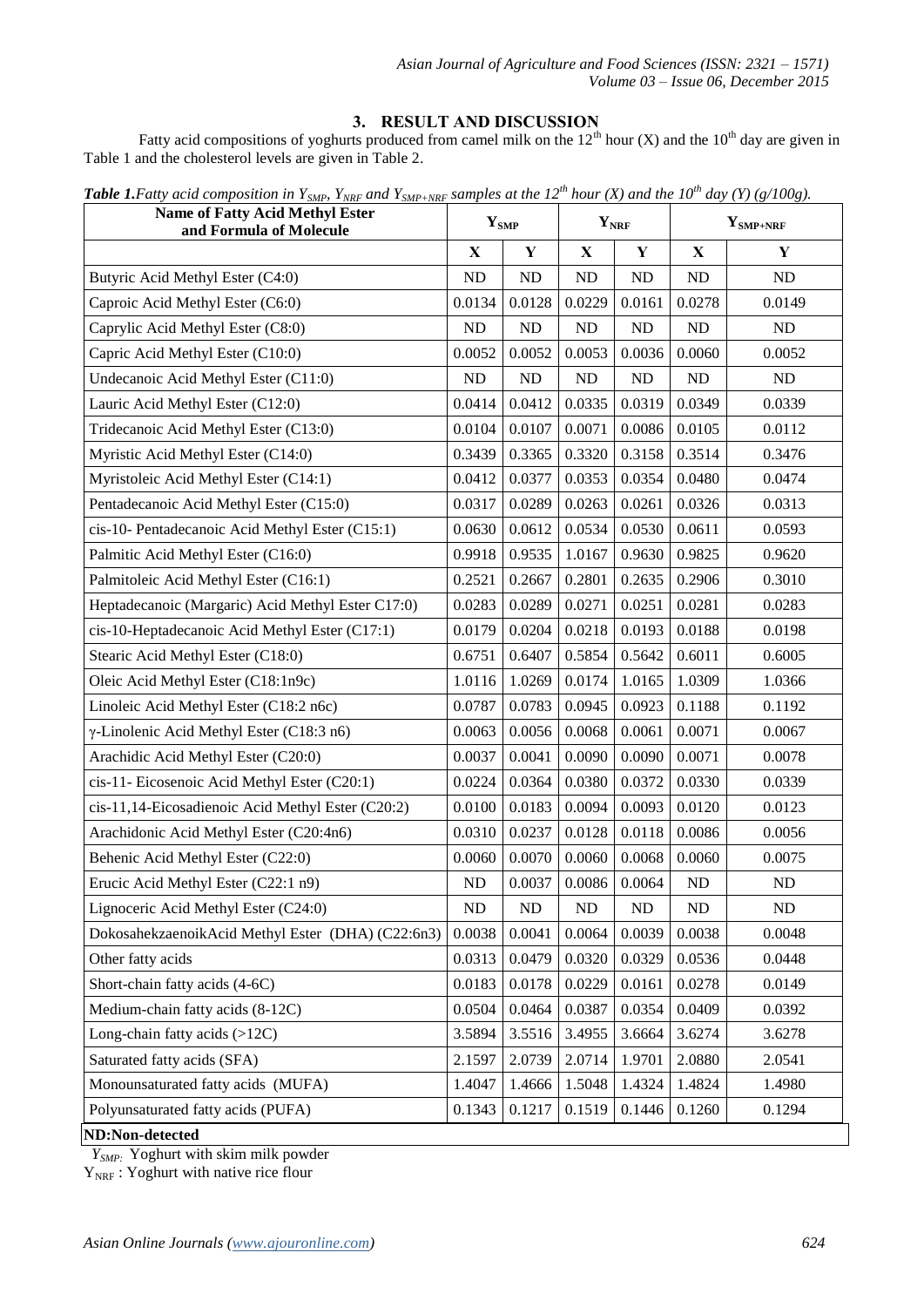## 3. RESULT AND DISCUSSION

Fatty acid compositions of yoghurts produced from camel milk on the 12[th] hour (X) and the 10[th] day are given in Table 1 and the cholesterol levels are given in Table 2.

***Table 1.****Fatty acid composition in $Y_{SMP}$, $Y_{NRF}$ and $Y_{SMP+NRF}$ samples at the 12[th] hour (X) and the 10[th] day (Y) (g/100g).*

| Name of Fatty Acid Methyl Ester and Formula of Molecule | $Y_{SMP}$ | | $Y_{NRF}$ | | $Y_{SMP+NRF}$ | |
|---|---|---|---|---|---|---|
| | **X** | **Y** | **X** | **Y** | **X** | **Y** |
| Butyric Acid Methyl Ester (C4:0) | ND | ND | ND | ND | ND | ND |
| Caproic Acid Methyl Ester (C6:0) | 0.0134 | 0.0128 | 0.0229 | 0.0161 | 0.0278 | 0.0149 |
| Caprylic Acid Methyl Ester (C8:0) | ND | ND | ND | ND | ND | ND |
| Capric Acid Methyl Ester (C10:0) | 0.0052 | 0.0052 | 0.0053 | 0.0036 | 0.0060 | 0.0052 |
| Undecanoic Acid Methyl Ester (C11:0) | ND | ND | ND | ND | ND | ND |
| Lauric Acid Methyl Ester (C12:0) | 0.0414 | 0.0412 | 0.0335 | 0.0319 | 0.0349 | 0.0339 |
| Tridecanoic Acid Methyl Ester (C13:0) | 0.0104 | 0.0107 | 0.0071 | 0.0086 | 0.0105 | 0.0112 |
| Myristic Acid Methyl Ester (C14:0) | 0.3439 | 0.3365 | 0.3320 | 0.3158 | 0.3514 | 0.3476 |
| Myristoleic Acid Methyl Ester (C14:1) | 0.0412 | 0.0377 | 0.0353 | 0.0354 | 0.0480 | 0.0474 |
| Pentadecanoic Acid Methyl Ester (C15:0) | 0.0317 | 0.0289 | 0.0263 | 0.0261 | 0.0326 | 0.0313 |
| cis-10- Pentadecanoic Acid Methyl Ester (C15:1) | 0.0630 | 0.0612 | 0.0534 | 0.0530 | 0.0611 | 0.0593 |
| Palmitic Acid Methyl Ester (C16:0) | 0.9918 | 0.9535 | 1.0167 | 0.9630 | 0.9825 | 0.9620 |
| Palmitoleic Acid Methyl Ester (C16:1) | 0.2521 | 0.2667 | 0.2801 | 0.2635 | 0.2906 | 0.3010 |
| Heptadecanoic (Margaric) Acid Methyl Ester C17:0) | 0.0283 | 0.0289 | 0.0271 | 0.0251 | 0.0281 | 0.0283 |
| cis-10-Heptadecanoic Acid Methyl Ester (C17:1) | 0.0179 | 0.0204 | 0.0218 | 0.0193 | 0.0188 | 0.0198 |
| Stearic Acid Methyl Ester (C18:0) | 0.6751 | 0.6407 | 0.5854 | 0.5642 | 0.6011 | 0.6005 |
| Oleic Acid Methyl Ester (C18:1n9c) | 1.0116 | 1.0269 | 0.0174 | 1.0165 | 1.0309 | 1.0366 |
| Linoleic Acid Methyl Ester (C18:2 n6c) | 0.0787 | 0.0783 | 0.0945 | 0.0923 | 0.1188 | 0.1192 |
| γ-Linolenic Acid Methyl Ester (C18:3 n6) | 0.0063 | 0.0056 | 0.0068 | 0.0061 | 0.0071 | 0.0067 |
| Arachidic Acid Methyl Ester (C20:0) | 0.0037 | 0.0041 | 0.0090 | 0.0090 | 0.0071 | 0.0078 |
| cis-11- Eicosenoic Acid Methyl Ester (C20:1) | 0.0224 | 0.0364 | 0.0380 | 0.0372 | 0.0330 | 0.0339 |
| cis-11,14-Eicosadienoic Acid Methyl Ester (C20:2) | 0.0100 | 0.0183 | 0.0094 | 0.0093 | 0.0120 | 0.0123 |
| Arachidonic Acid Methyl Ester (C20:4n6) | 0.0310 | 0.0237 | 0.0128 | 0.0118 | 0.0086 | 0.0056 |
| Behenic Acid Methyl Ester (C22:0) | 0.0060 | 0.0070 | 0.0060 | 0.0068 | 0.0060 | 0.0075 |
| Erucic Acid Methyl Ester (C22:1 n9) | ND | 0.0037 | 0.0086 | 0.0064 | ND | ND |
| Lignoceric Acid Methyl Ester (C24:0) | ND | ND | ND | ND | ND | ND |
| DokosahekzaenoikAcid Methyl Ester (DHA) (C22:6n3) | 0.0038 | 0.0041 | 0.0064 | 0.0039 | 0.0038 | 0.0048 |
| Other fatty acids | 0.0313 | 0.0479 | 0.0320 | 0.0329 | 0.0536 | 0.0448 |
| Short-chain fatty acids (4-6C) | 0.0183 | 0.0178 | 0.0229 | 0.0161 | 0.0278 | 0.0149 |
| Medium-chain fatty acids (8-12C) | 0.0504 | 0.0464 | 0.0387 | 0.0354 | 0.0409 | 0.0392 |
| Long-chain fatty acids (>12C) | 3.5894 | 3.5516 | 3.4955 | 3.6664 | 3.6274 | 3.6278 |
| Saturated fatty acids (SFA) | 2.1597 | 2.0739 | 2.0714 | 1.9701 | 2.0880 | 2.0541 |
| Monounsaturated fatty acids (MUFA) | 1.4047 | 1.4666 | 1.5048 | 1.4324 | 1.4824 | 1.4980 |
| Polyunsaturated fatty acids (PUFA) | 0.1343 | 0.1217 | 0.1519 | 0.1446 | 0.1260 | 0.1294 |

**ND:Non-detected**

*$Y_{SMP}$:* Yoghurt with skim milk powder

$Y_{NRF}$ : Yoghurt with native rice flour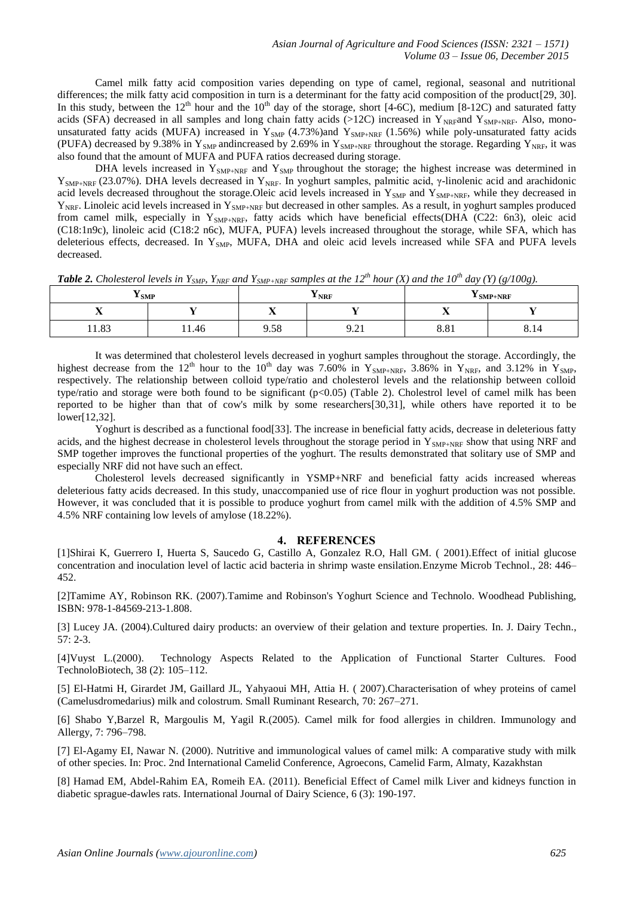Camel milk fatty acid composition varies depending on type of camel, regional, seasonal and nutritional differences; the milk fatty acid composition in turn is a determinant for the fatty acid composition of the product[29, 30]. In this study, between the 12[th] hour and the 10[th] day of the storage, short [4-6C), medium [8-12C) and saturated fatty acids (SFA) decreased in all samples and long chain fatty acids (>12C) increased in $Y_{NRF}$and $Y_{SMP+NRF}$. Also, mono-unsaturated fatty acids (MUFA) increased in $Y_{SMP}$ (4.73%)and $Y_{SMP+NRF}$ (1.56%) while poly-unsaturated fatty acids (PUFA) decreased by 9.38% in $Y_{SMP}$ andincreased by 2.69% in $Y_{SMP+NRF}$ throughout the storage. Regarding $Y_{NRF}$, it was also found that the amount of MUFA and PUFA ratios decreased during storage.

DHA levels increased in $Y_{SMP+NRF}$ and $Y_{SMP}$ throughout the storage; the highest increase was determined in $Y_{SMP+NRF}$ (23.07%). DHA levels decreased in $Y_{NRF}$. In yoghurt samples, palmitic acid, γ-linolenic acid and arachidonic acid levels decreased throughout the storage.Oleic acid levels increased in $Y_{SMP}$ and $Y_{SMP+NRF}$, while they decreased in $Y_{NRF}$. Linoleic acid levels increased in $Y_{SMP+NRF}$ but decreased in other samples. As a result, in yoghurt samples produced from camel milk, especially in $Y_{SMP+NRF}$, fatty acids which have beneficial effects(DHA (C22: 6n3), oleic acid (C18:1n9c), linoleic acid (C18:2 n6c), MUFA, PUFA) levels increased throughout the storage, while SFA, which has deleterious effects, decreased. In $Y_{SMP}$, MUFA, DHA and oleic acid levels increased while SFA and PUFA levels decreased.

***Table 2.*** *Cholesterol levels in $Y_{SMP}$, $Y_{NRF}$ and $Y_{SMP+NRF}$ samples at the 12[th] hour (X) and the 10[th] day (Y) (g/100g).*

| $Y_{SMP}$ | | $Y_{NRF}$ | | $Y_{SMP+NRF}$ | |
|---|---|---|---|---|---|
| X | Y | X | Y | X | Y |
| 11.83 | 11.46 | 9.58 | 9.21 | 8.81 | 8.14 |

It was determined that cholesterol levels decreased in yoghurt samples throughout the storage. Accordingly, the highest decrease from the 12[th] hour to the 10[th] day was 7.60% in $Y_{SMP+NRF}$, 3.86% in $Y_{NRF}$, and 3.12% in $Y_{SMP}$, respectively. The relationship between colloid type/ratio and cholesterol levels and the relationship between colloid type/ratio and storage were both found to be significant ($p<0.05$) (Table 2). Cholestrol level of camel milk has been reported to be higher than that of cow's milk by some researchers[30,31], while others have reported it to be lower[12,32].

Yoghurt is described as a functional food[33]. The increase in beneficial fatty acids, decrease in deleterious fatty acids, and the highest decrease in cholesterol levels throughout the storage period in $Y_{SMP+NRF}$ show that using NRF and SMP together improves the functional properties of the yoghurt. The results demonstrated that solitary use of SMP and especially NRF did not have such an effect.

Cholesterol levels decreased significantly in YSMP+NRF and beneficial fatty acids increased whereas deleterious fatty acids decreased. In this study, unaccompanied use of rice flour in yoghurt production was not possible. However, it was concluded that it is possible to produce yoghurt from camel milk with the addition of 4.5% SMP and 4.5% NRF containing low levels of amylose (18.22%).

## 4. REFERENCES

[1]Shirai K, Guerrero I, Huerta S, Saucedo G, Castillo A, Gonzalez R.O, Hall GM. ( 2001).Effect of initial glucose concentration and inoculation level of lactic acid bacteria in shrimp waste ensilation.Enzyme Microb Technol., 28: 446–452.

[2]Tamime AY, Robinson RK. (2007).Tamime and Robinson's Yoghurt Science and Technolo. Woodhead Publishing, ISBN: 978-1-84569-213-1.808.

[3] Lucey JA. (2004).Cultured dairy products: an overview of their gelation and texture properties. In. J. Dairy Techn., 57: 2-3.

[4]Vuyst L.(2000). Technology Aspects Related to the Application of Functional Starter Cultures. Food TechnoloBiotech, 38 (2): 105–112.

[5] El-Hatmi H, Girardet JM, Gaillard JL, Yahyaoui MH, Attia H. ( 2007).Characterisation of whey proteins of camel (Camelusdromedarius) milk and colostrum. Small Ruminant Research, 70: 267–271.

[6] Shabo Y,Barzel R, Margoulis M, Yagil R.(2005). Camel milk for food allergies in children. Immunology and Allergy, 7: 796–798.

[7] El-Agamy EI, Nawar N. (2000). Nutritive and immunological values of camel milk: A comparative study with milk of other species. In: Proc. 2nd International Camelid Conference, Agroecons, Camelid Farm, Almaty, Kazakhstan

[8] Hamad EM, Abdel-Rahim EA, Romeih EA. (2011). Beneficial Effect of Camel milk Liver and kidneys function in diabetic sprague-dawles rats. International Journal of Dairy Science, 6 (3): 190-197.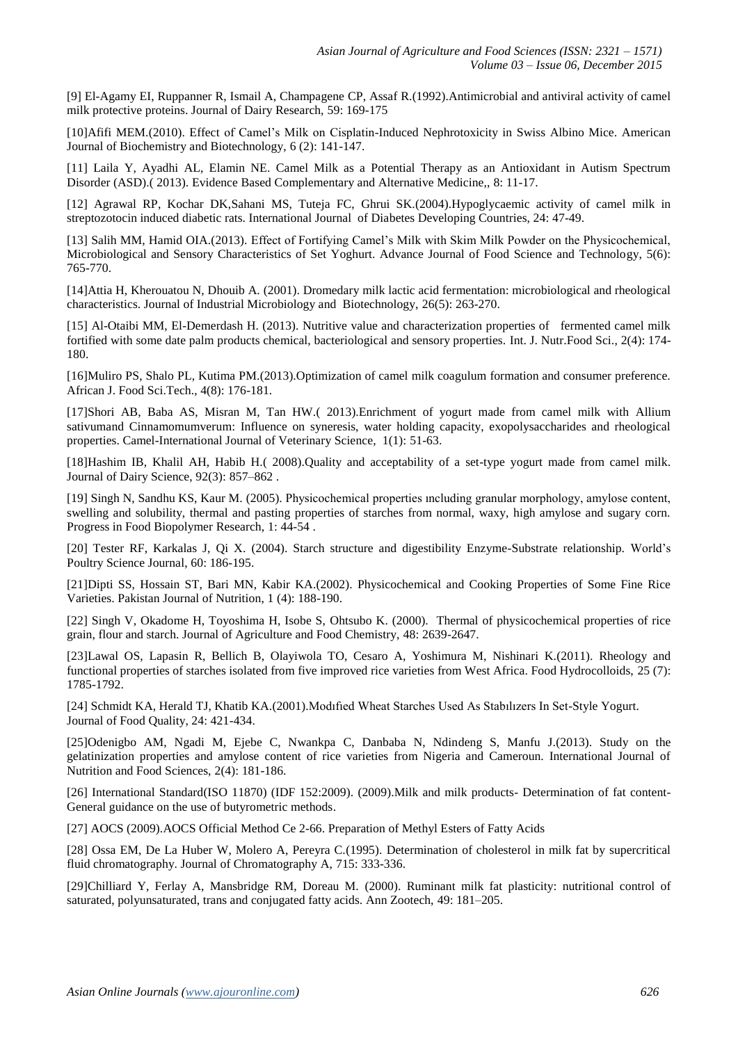[9] El-Agamy EI, Ruppanner R, Ismail A, Champagene CP, Assaf R.(1992).Antimicrobial and antiviral activity of camel milk protective proteins. Journal of Dairy Research, 59: 169-175

[10]Afifi MEM.(2010). Effect of Camel's Milk on Cisplatin-Induced Nephrotoxicity in Swiss Albino Mice. American Journal of Biochemistry and Biotechnology, 6 (2): 141-147.

[11] Laila Y, Ayadhi AL, Elamin NE. Camel Milk as a Potential Therapy as an Antioxidant in Autism Spectrum Disorder (ASD).( 2013). Evidence Based Complementary and Alternative Medicine,, 8: 11-17.

[12] Agrawal RP, Kochar DK,Sahani MS, Tuteja FC, Ghrui SK.(2004).Hypoglycaemic activity of camel milk in streptozotocin induced diabetic rats. International Journal of Diabetes Developing Countries, 24: 47-49.

[13] Salih MM, Hamid OIA.(2013). Effect of Fortifying Camel's Milk with Skim Milk Powder on the Physicochemical, Microbiological and Sensory Characteristics of Set Yoghurt. Advance Journal of Food Science and Technology, 5(6): 765-770.

[14]Attia H, Kherouatou N, Dhouib A. (2001). Dromedary milk lactic acid fermentation: microbiological and rheological characteristics. Journal of Industrial Microbiology and Biotechnology, 26(5): 263-270.

[15] Al-Otaibi MM, El-Demerdash H. (2013). Nutritive value and characterization properties of fermented camel milk fortified with some date palm products chemical, bacteriological and sensory properties. Int. J. Nutr.Food Sci., 2(4): 174-180.

[16]Muliro PS, Shalo PL, Kutima PM.(2013).Optimization of camel milk coagulum formation and consumer preference. African J. Food Sci.Tech., 4(8): 176-181.

[17]Shori AB, Baba AS, Misran M, Tan HW.( 2013).Enrichment of yogurt made from camel milk with Allium sativumand Cinnamomumverum: Influence on syneresis, water holding capacity, exopolysaccharides and rheological properties. Camel-International Journal of Veterinary Science, 1(1): 51-63.

[18]Hashim IB, Khalil AH, Habib H.( 2008).Quality and acceptability of a set-type yogurt made from camel milk. Journal of Dairy Science, 92(3): 857–862 .

[19] Singh N, Sandhu KS, Kaur M. (2005). Physicochemical properties ıncluding granular morphology, amylose content, swelling and solubility, thermal and pasting properties of starches from normal, waxy, high amylose and sugary corn. Progress in Food Biopolymer Research, 1: 44-54 .

[20] Tester RF, Karkalas J, Qi X. (2004). Starch structure and digestibility Enzyme-Substrate relationship. World's Poultry Science Journal, 60: 186-195.

[21]Dipti SS, Hossain ST, Bari MN, Kabir KA.(2002). Physicochemical and Cooking Properties of Some Fine Rice Varieties. Pakistan Journal of Nutrition, 1 (4): 188-190.

[22] Singh V, Okadome H, Toyoshima H, Isobe S, Ohtsubo K. (2000). Thermal of physicochemical properties of rice grain, flour and starch. Journal of Agriculture and Food Chemistry, 48: 2639-2647.

[23]Lawal OS, Lapasin R, Bellich B, Olayiwola TO, Cesaro A, Yoshimura M, Nishinari K.(2011). Rheology and functional properties of starches isolated from five improved rice varieties from West Africa. Food Hydrocolloids, 25 (7): 1785-1792.

[24] Schmidt KA, Herald TJ, Khatib KA.(2001).Modıfıed Wheat Starches Used As Stabılızers In Set-Style Yogurt. Journal of Food Quality, 24: 421-434.

[25]Odenigbo AM, Ngadi M, Ejebe C, Nwankpa C, Danbaba N, Ndindeng S, Manfu J.(2013). Study on the gelatinization properties and amylose content of rice varieties from Nigeria and Cameroun. International Journal of Nutrition and Food Sciences, 2(4): 181-186.

[26] International Standard(ISO 11870) (IDF 152:2009). (2009).Milk and milk products- Determination of fat content- General guidance on the use of butyrometric methods.

[27] AOCS (2009).AOCS Official Method Ce 2-66. Preparation of Methyl Esters of Fatty Acids

[28] Ossa EM, De La Huber W, Molero A, Pereyra C.(1995). Determination of cholesterol in milk fat by supercritical fluid chromatography. Journal of Chromatography A, 715: 333-336.

[29]Chilliard Y, Ferlay A, Mansbridge RM, Doreau M. (2000). Ruminant milk fat plasticity: nutritional control of saturated, polyunsaturated, trans and conjugated fatty acids. Ann Zootech, 49: 181–205.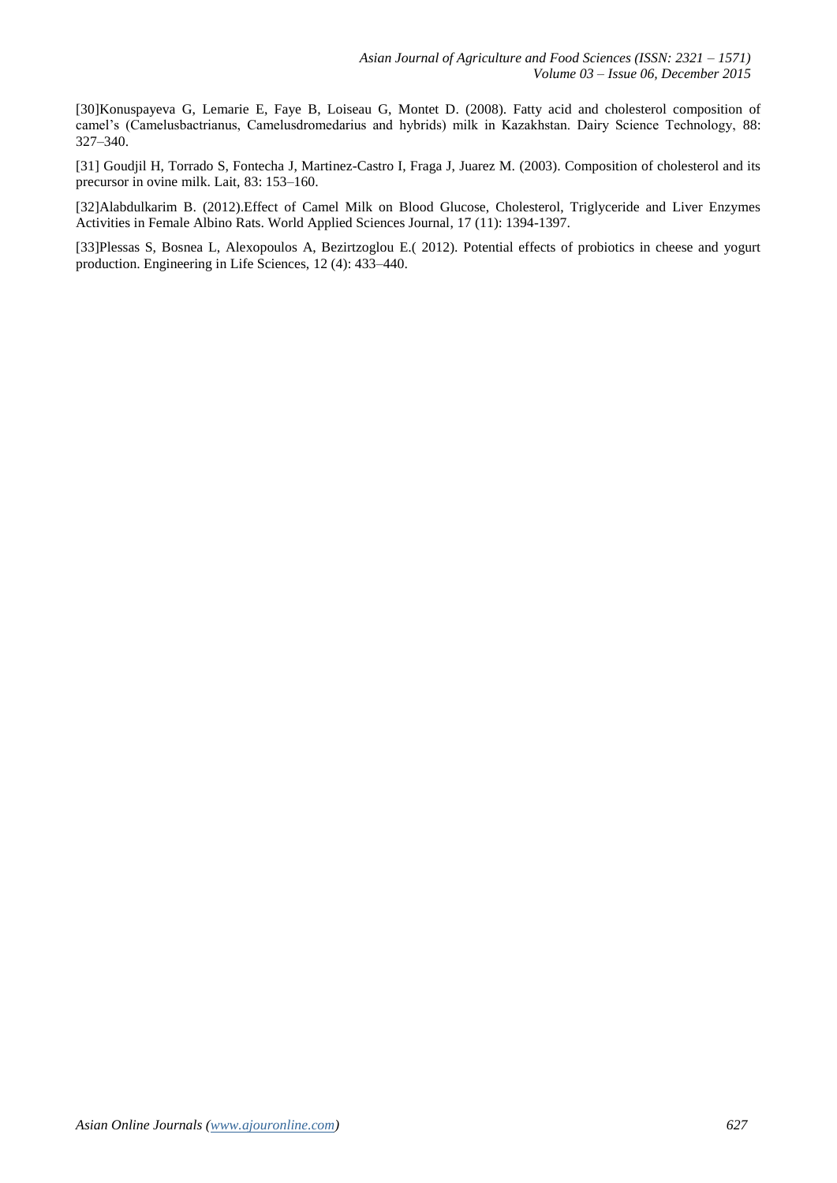[30]Konuspayeva G, Lemarie E, Faye B, Loiseau G, Montet D. (2008). Fatty acid and cholesterol composition of camel's (Camelusbactrianus, Camelusdromedarius and hybrids) milk in Kazakhstan. Dairy Science Technology, 88: 327–340.

[31] Goudjil H, Torrado S, Fontecha J, Martinez-Castro I, Fraga J, Juarez M. (2003). Composition of cholesterol and its precursor in ovine milk. Lait, 83: 153–160.

[32]Alabdulkarim B. (2012).Effect of Camel Milk on Blood Glucose, Cholesterol, Triglyceride and Liver Enzymes Activities in Female Albino Rats. World Applied Sciences Journal, 17 (11): 1394-1397.

[33]Plessas S, Bosnea L, Alexopoulos A, Bezirtzoglou E.( 2012). Potential effects of probiotics in cheese and yogurt production. Engineering in Life Sciences, 12 (4): 433–440.